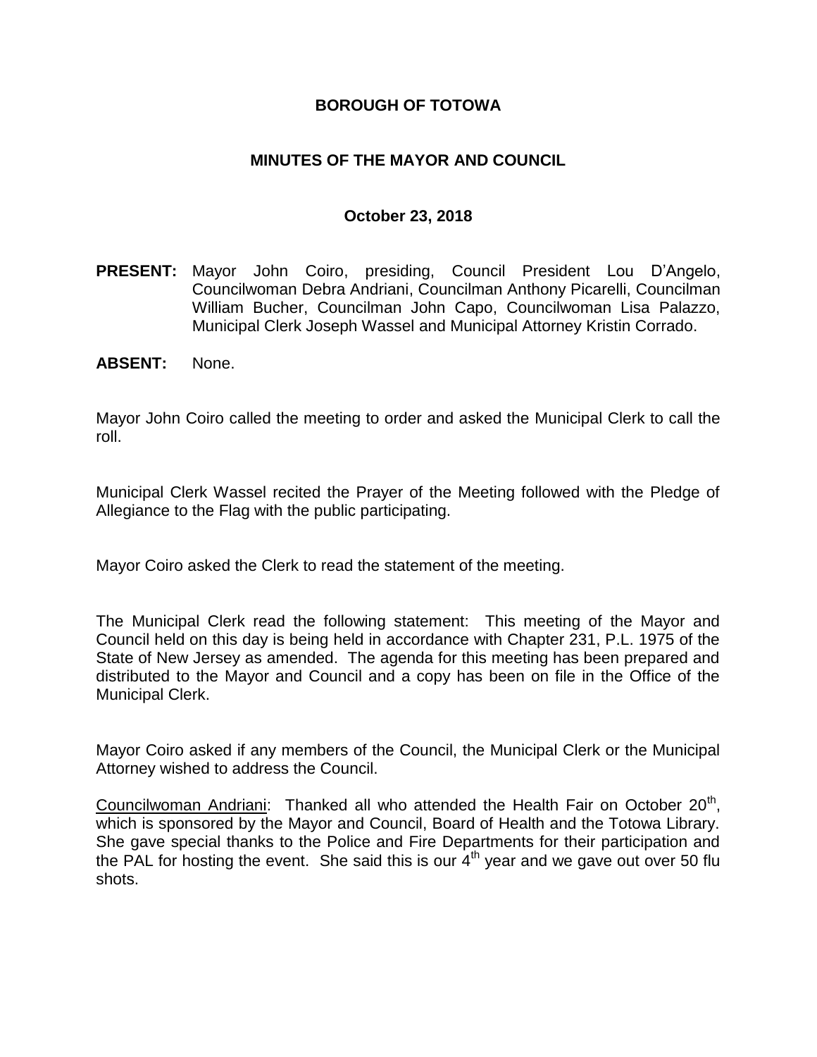# BOROUGH OF TOTOWA

## MINUTES OF THE MAYOR AND COUNCIL

### October 23, 2018

**PRESENT:** Mayor John Coiro, presiding, Council President Lou D'Angelo, Councilwoman Debra Andriani, Councilman Anthony Picarelli, Councilman William Bucher, Councilman John Capo, Councilwoman Lisa Palazzo, Municipal Clerk Joseph Wassel and Municipal Attorney Kristin Corrado.

**ABSENT:** None.

Mayor John Coiro called the meeting to order and asked the Municipal Clerk to call the roll.

Municipal Clerk Wassel recited the Prayer of the Meeting followed with the Pledge of Allegiance to the Flag with the public participating.

Mayor Coiro asked the Clerk to read the statement of the meeting.

The Municipal Clerk read the following statement: This meeting of the Mayor and Council held on this day is being held in accordance with Chapter 231, P.L. 1975 of the State of New Jersey as amended. The agenda for this meeting has been prepared and distributed to the Mayor and Council and a copy has been on file in the Office of the Municipal Clerk.

Mayor Coiro asked if any members of the Council, the Municipal Clerk or the Municipal Attorney wished to address the Council.

Councilwoman Andriani: Thanked all who attended the Health Fair on October 20th, which is sponsored by the Mayor and Council, Board of Health and the Totowa Library. She gave special thanks to the Police and Fire Departments for their participation and the PAL for hosting the event. She said this is our 4th year and we gave out over 50 flu shots.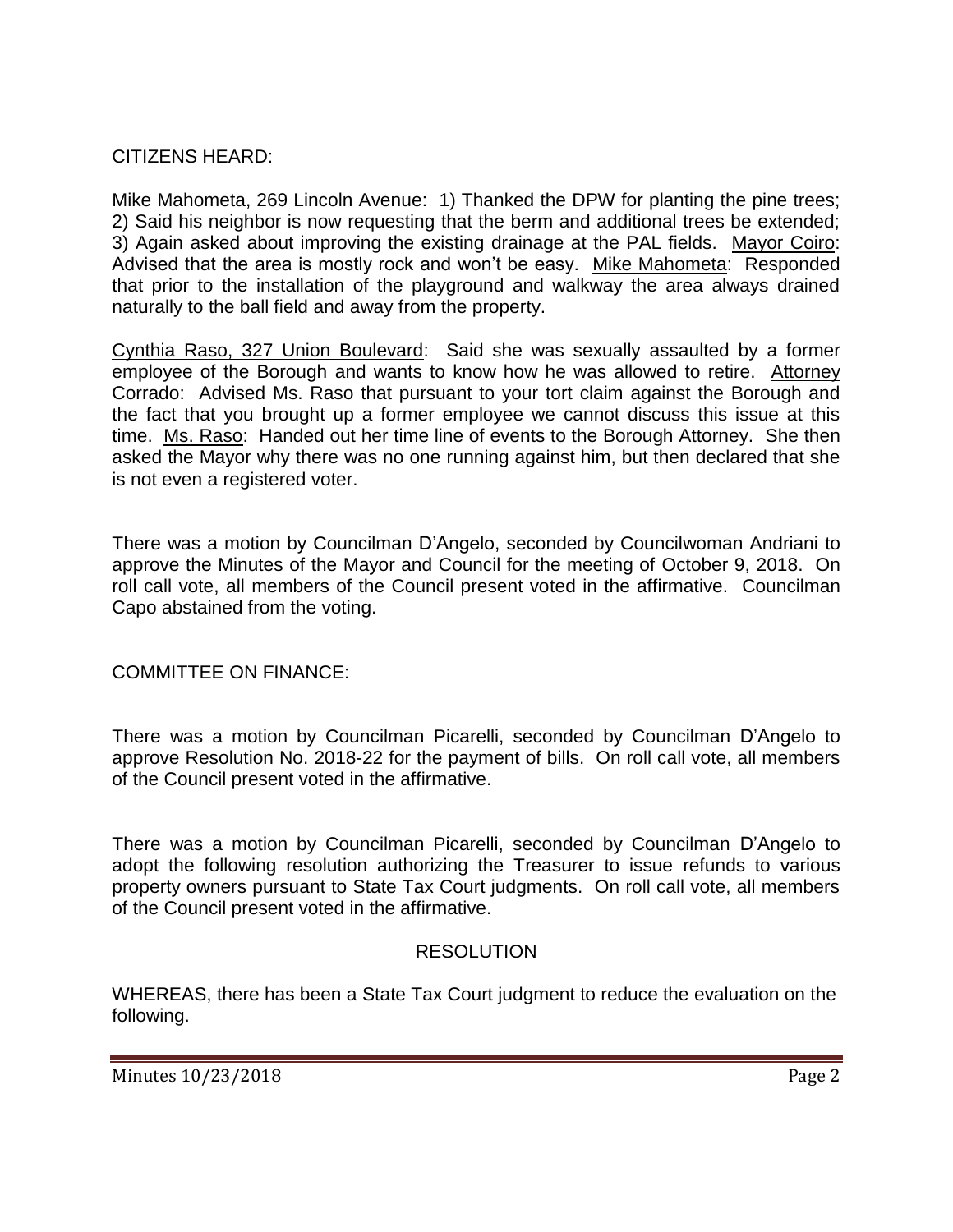CITIZENS HEARD:

Mike Mahometa, 269 Lincoln Avenue: 1) Thanked the DPW for planting the pine trees; 2) Said his neighbor is now requesting that the berm and additional trees be extended; 3) Again asked about improving the existing drainage at the PAL fields. Mayor Coiro: Advised that the area is mostly rock and won't be easy. Mike Mahometa: Responded that prior to the installation of the playground and walkway the area always drained naturally to the ball field and away from the property.

Cynthia Raso, 327 Union Boulevard: Said she was sexually assaulted by a former employee of the Borough and wants to know how he was allowed to retire. Attorney Corrado: Advised Ms. Raso that pursuant to your tort claim against the Borough and the fact that you brought up a former employee we cannot discuss this issue at this time. Ms. Raso: Handed out her time line of events to the Borough Attorney. She then asked the Mayor why there was no one running against him, but then declared that she is not even a registered voter.

There was a motion by Councilman D'Angelo, seconded by Councilwoman Andriani to approve the Minutes of the Mayor and Council for the meeting of October 9, 2018. On roll call vote, all members of the Council present voted in the affirmative. Councilman Capo abstained from the voting.

COMMITTEE ON FINANCE:

There was a motion by Councilman Picarelli, seconded by Councilman D'Angelo to approve Resolution No. 2018-22 for the payment of bills. On roll call vote, all members of the Council present voted in the affirmative.

There was a motion by Councilman Picarelli, seconded by Councilman D'Angelo to adopt the following resolution authorizing the Treasurer to issue refunds to various property owners pursuant to State Tax Court judgments. On roll call vote, all members of the Council present voted in the affirmative.

RESOLUTION

WHEREAS, there has been a State Tax Court judgment to reduce the evaluation on the following.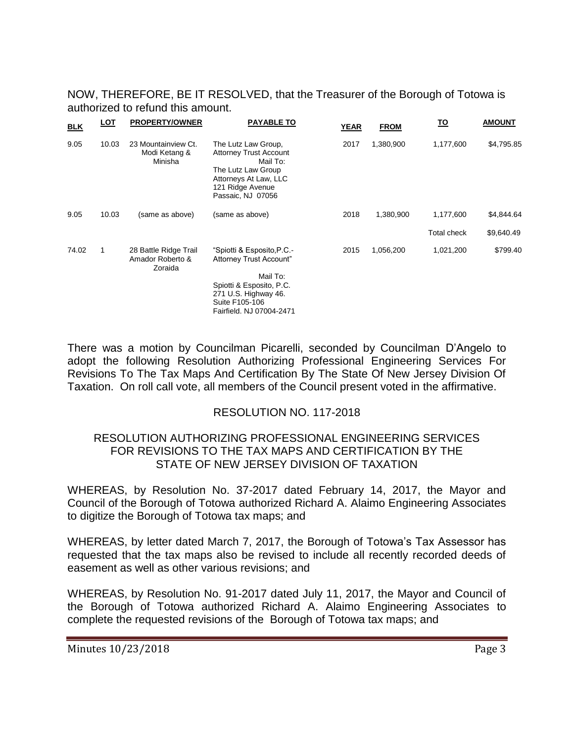NOW, THEREFORE, BE IT RESOLVED, that the Treasurer of the Borough of Totowa is authorized to refund this amount.

| BLK | LOT | PROPERTY/OWNER | PAYABLE TO | YEAR | FROM | TO | AMOUNT |
|---|---|---|---|---|---|---|---|
| 9.05 | 10.03 | 23 Mountainview Ct. Modi Ketang & Minisha | The Lutz Law Group, Attorney Trust Account Mail To: The Lutz Law Group Attorneys At Law, LLC 121 Ridge Avenue Passaic, NJ 07056 | 2017 | 1,380,900 | 1,177,600 | $4,795.85 |
| 9.05 | 10.03 | (same as above) | (same as above) | 2018 | 1,380,900 | 1,177,600 | $4,844.64 |
| | | | | | | Total check | $9,640.49 |
| 74.02 | 1 | 28 Battle Ridge Trail Amador Roberto & Zoraida | "Spiotti & Esposito,P.C.- Attorney Trust Account" Mail To: Spiotti & Esposito, P.C. 271 U.S. Highway 46. Suite F105-106 Fairfield. NJ 07004-2471 | 2015 | 1,056,200 | 1,021,200 | $799.40 |

There was a motion by Councilman Picarelli, seconded by Councilman D'Angelo to adopt the following Resolution Authorizing Professional Engineering Services For Revisions To The Tax Maps And Certification By The State Of New Jersey Division Of Taxation. On roll call vote, all members of the Council present voted in the affirmative.

RESOLUTION NO. 117-2018

RESOLUTION AUTHORIZING PROFESSIONAL ENGINEERING SERVICES FOR REVISIONS TO THE TAX MAPS AND CERTIFICATION BY THE STATE OF NEW JERSEY DIVISION OF TAXATION

WHEREAS, by Resolution No. 37-2017 dated February 14, 2017, the Mayor and Council of the Borough of Totowa authorized Richard A. Alaimo Engineering Associates to digitize the Borough of Totowa tax maps; and

WHEREAS, by letter dated March 7, 2017, the Borough of Totowa's Tax Assessor has requested that the tax maps also be revised to include all recently recorded deeds of easement as well as other various revisions; and

WHEREAS, by Resolution No. 91-2017 dated July 11, 2017, the Mayor and Council of the Borough of Totowa authorized Richard A. Alaimo Engineering Associates to complete the requested revisions of the Borough of Totowa tax maps; and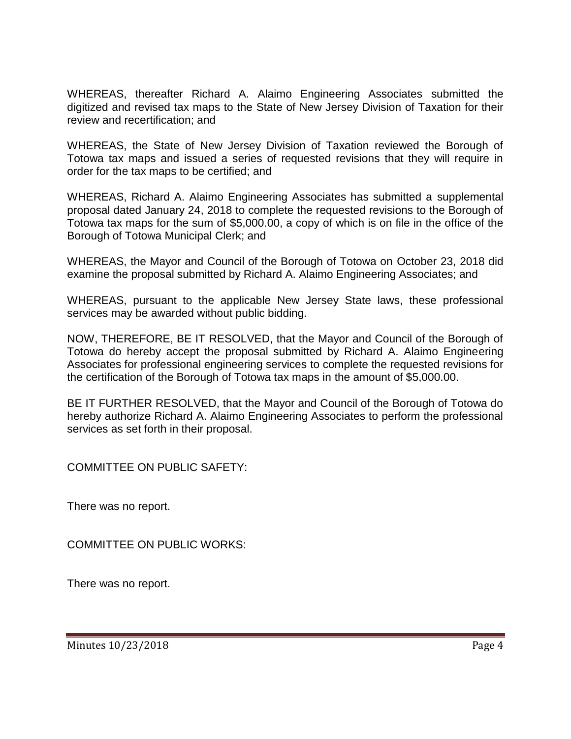WHEREAS, thereafter Richard A. Alaimo Engineering Associates submitted the digitized and revised tax maps to the State of New Jersey Division of Taxation for their review and recertification; and

WHEREAS, the State of New Jersey Division of Taxation reviewed the Borough of Totowa tax maps and issued a series of requested revisions that they will require in order for the tax maps to be certified; and

WHEREAS, Richard A. Alaimo Engineering Associates has submitted a supplemental proposal dated January 24, 2018 to complete the requested revisions to the Borough of Totowa tax maps for the sum of $5,000.00, a copy of which is on file in the office of the Borough of Totowa Municipal Clerk; and

WHEREAS, the Mayor and Council of the Borough of Totowa on October 23, 2018 did examine the proposal submitted by Richard A. Alaimo Engineering Associates; and

WHEREAS, pursuant to the applicable New Jersey State laws, these professional services may be awarded without public bidding.

NOW, THEREFORE, BE IT RESOLVED, that the Mayor and Council of the Borough of Totowa do hereby accept the proposal submitted by Richard A. Alaimo Engineering Associates for professional engineering services to complete the requested revisions for the certification of the Borough of Totowa tax maps in the amount of $5,000.00.

BE IT FURTHER RESOLVED, that the Mayor and Council of the Borough of Totowa do hereby authorize Richard A. Alaimo Engineering Associates to perform the professional services as set forth in their proposal.

COMMITTEE ON PUBLIC SAFETY:

There was no report.

COMMITTEE ON PUBLIC WORKS:

There was no report.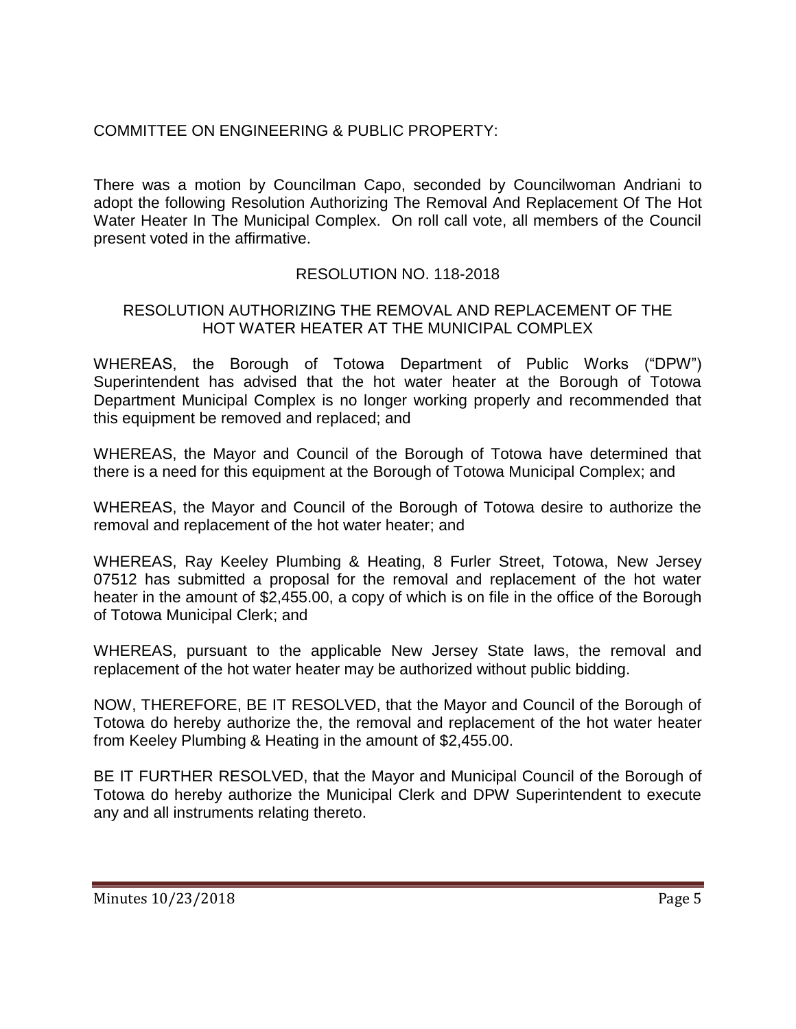COMMITTEE ON ENGINEERING & PUBLIC PROPERTY:

There was a motion by Councilman Capo, seconded by Councilwoman Andriani to adopt the following Resolution Authorizing The Removal And Replacement Of The Hot Water Heater In The Municipal Complex. On roll call vote, all members of the Council present voted in the affirmative.

RESOLUTION NO. 118-2018

RESOLUTION AUTHORIZING THE REMOVAL AND REPLACEMENT OF THE HOT WATER HEATER AT THE MUNICIPAL COMPLEX

WHEREAS, the Borough of Totowa Department of Public Works ("DPW") Superintendent has advised that the hot water heater at the Borough of Totowa Department Municipal Complex is no longer working properly and recommended that this equipment be removed and replaced; and

WHEREAS, the Mayor and Council of the Borough of Totowa have determined that there is a need for this equipment at the Borough of Totowa Municipal Complex; and

WHEREAS, the Mayor and Council of the Borough of Totowa desire to authorize the removal and replacement of the hot water heater; and

WHEREAS, Ray Keeley Plumbing & Heating, 8 Furler Street, Totowa, New Jersey 07512 has submitted a proposal for the removal and replacement of the hot water heater in the amount of $2,455.00, a copy of which is on file in the office of the Borough of Totowa Municipal Clerk; and

WHEREAS, pursuant to the applicable New Jersey State laws, the removal and replacement of the hot water heater may be authorized without public bidding.

NOW, THEREFORE, BE IT RESOLVED, that the Mayor and Council of the Borough of Totowa do hereby authorize the, the removal and replacement of the hot water heater from Keeley Plumbing & Heating in the amount of $2,455.00.

BE IT FURTHER RESOLVED, that the Mayor and Municipal Council of the Borough of Totowa do hereby authorize the Municipal Clerk and DPW Superintendent to execute any and all instruments relating thereto.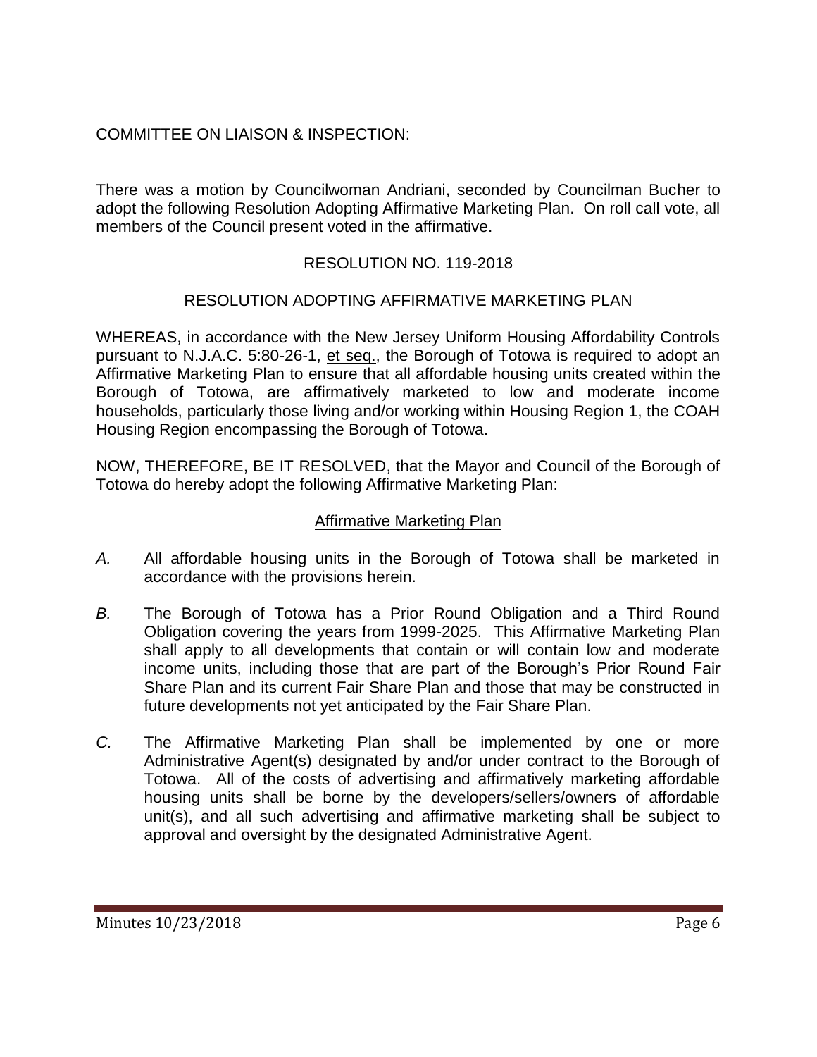COMMITTEE ON LIAISON & INSPECTION:

There was a motion by Councilwoman Andriani, seconded by Councilman Bucher to adopt the following Resolution Adopting Affirmative Marketing Plan. On roll call vote, all members of the Council present voted in the affirmative.

RESOLUTION NO. 119-2018

RESOLUTION ADOPTING AFFIRMATIVE MARKETING PLAN

WHEREAS, in accordance with the New Jersey Uniform Housing Affordability Controls pursuant to N.J.A.C. 5:80-26-1, et seq., the Borough of Totowa is required to adopt an Affirmative Marketing Plan to ensure that all affordable housing units created within the Borough of Totowa, are affirmatively marketed to low and moderate income households, particularly those living and/or working within Housing Region 1, the COAH Housing Region encompassing the Borough of Totowa.

NOW, THEREFORE, BE IT RESOLVED, that the Mayor and Council of the Borough of Totowa do hereby adopt the following Affirmative Marketing Plan:

Affirmative Marketing Plan

*A.* All affordable housing units in the Borough of Totowa shall be marketed in accordance with the provisions herein.

*B.* The Borough of Totowa has a Prior Round Obligation and a Third Round Obligation covering the years from 1999-2025. This Affirmative Marketing Plan shall apply to all developments that contain or will contain low and moderate income units, including those that are part of the Borough's Prior Round Fair Share Plan and its current Fair Share Plan and those that may be constructed in future developments not yet anticipated by the Fair Share Plan.

*C.* The Affirmative Marketing Plan shall be implemented by one or more Administrative Agent(s) designated by and/or under contract to the Borough of Totowa. All of the costs of advertising and affirmatively marketing affordable housing units shall be borne by the developers/sellers/owners of affordable unit(s), and all such advertising and affirmative marketing shall be subject to approval and oversight by the designated Administrative Agent.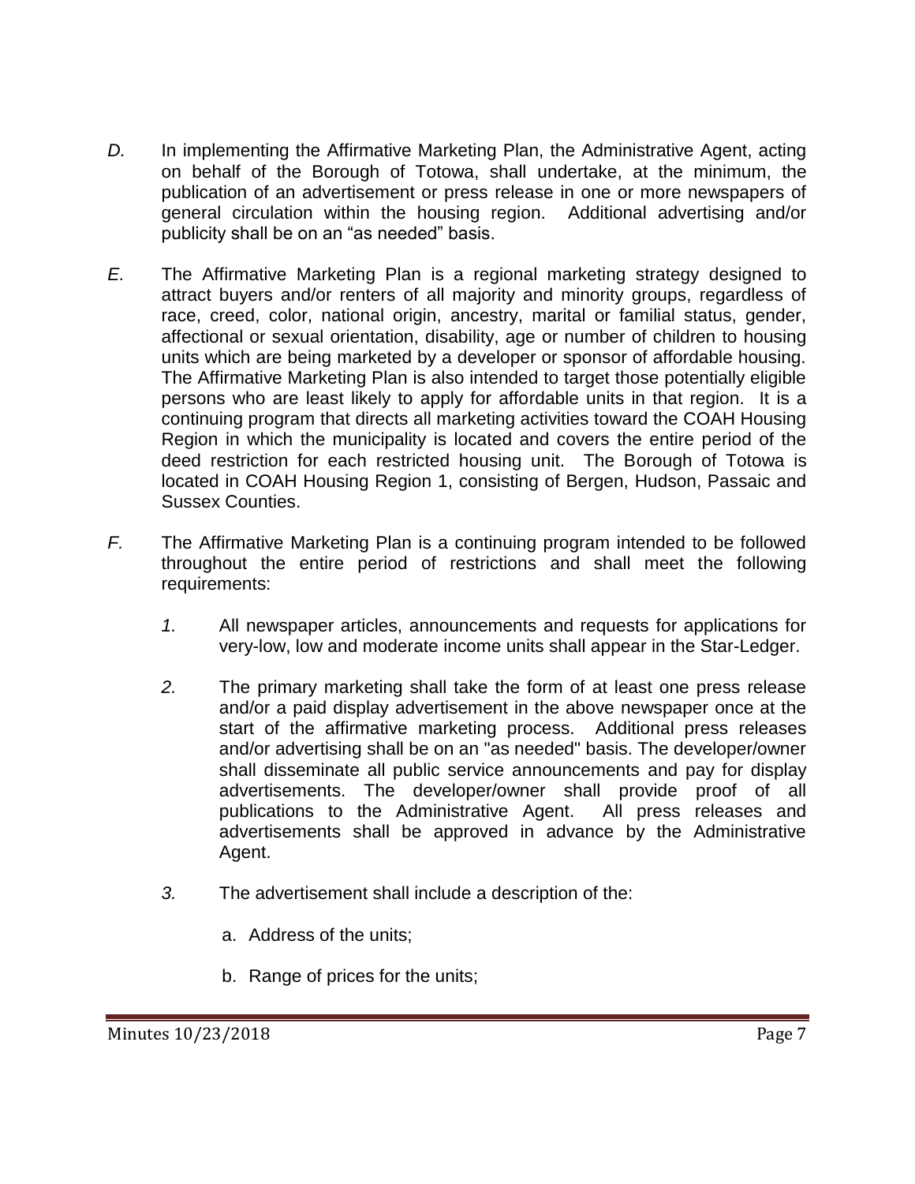*D.* In implementing the Affirmative Marketing Plan, the Administrative Agent, acting on behalf of the Borough of Totowa, shall undertake, at the minimum, the publication of an advertisement or press release in one or more newspapers of general circulation within the housing region. Additional advertising and/or publicity shall be on an "as needed" basis.

*E.* The Affirmative Marketing Plan is a regional marketing strategy designed to attract buyers and/or renters of all majority and minority groups, regardless of race, creed, color, national origin, ancestry, marital or familial status, gender, affectional or sexual orientation, disability, age or number of children to housing units which are being marketed by a developer or sponsor of affordable housing. The Affirmative Marketing Plan is also intended to target those potentially eligible persons who are least likely to apply for affordable units in that region. It is a continuing program that directs all marketing activities toward the COAH Housing Region in which the municipality is located and covers the entire period of the deed restriction for each restricted housing unit. The Borough of Totowa is located in COAH Housing Region 1, consisting of Bergen, Hudson, Passaic and Sussex Counties.

*F.* The Affirmative Marketing Plan is a continuing program intended to be followed throughout the entire period of restrictions and shall meet the following requirements:

*1.* All newspaper articles, announcements and requests for applications for very-low, low and moderate income units shall appear in the Star-Ledger.

*2.* The primary marketing shall take the form of at least one press release and/or a paid display advertisement in the above newspaper once at the start of the affirmative marketing process. Additional press releases and/or advertising shall be on an "as needed" basis. The developer/owner shall disseminate all public service announcements and pay for display advertisements. The developer/owner shall provide proof of all publications to the Administrative Agent. All press releases and advertisements shall be approved in advance by the Administrative Agent.

*3.* The advertisement shall include a description of the:

a. Address of the units;

b. Range of prices for the units;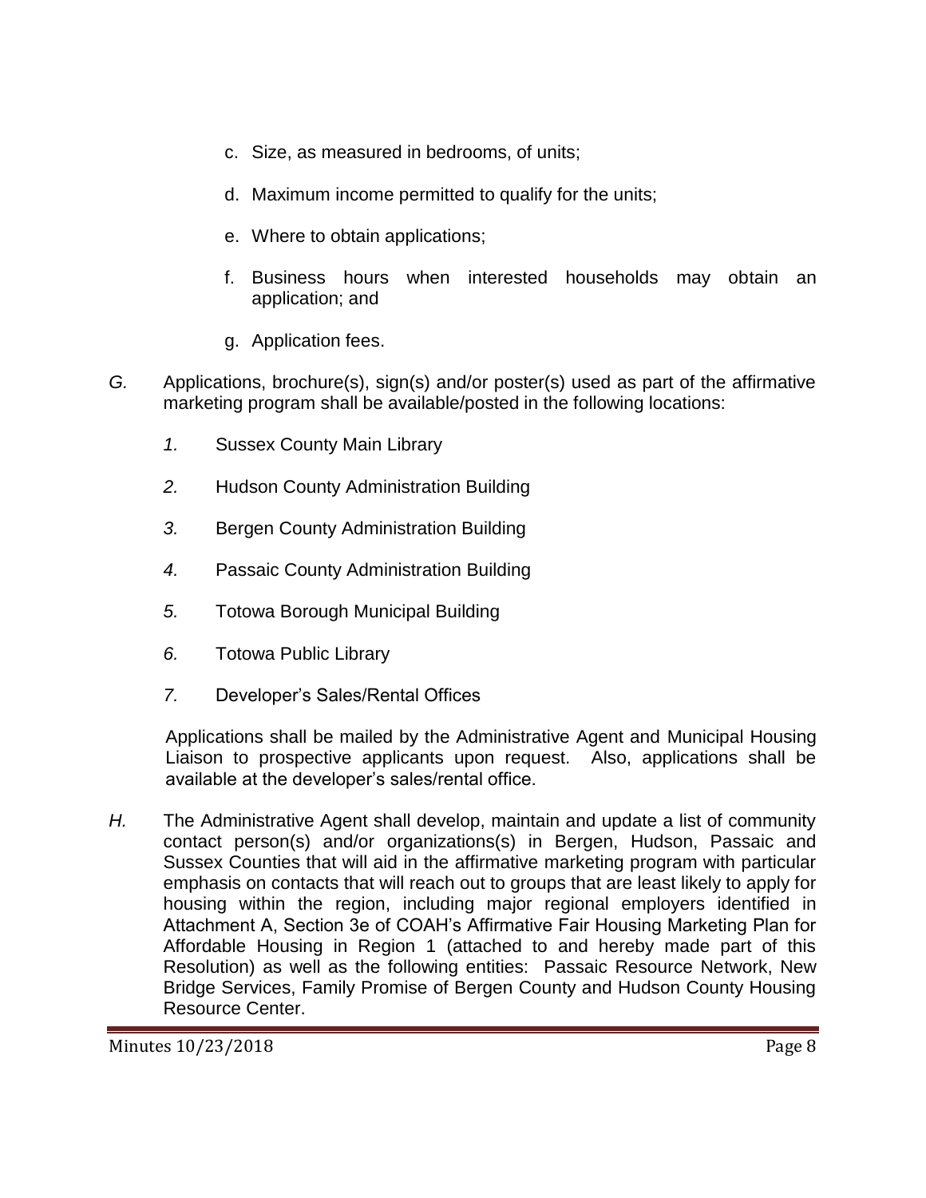c. Size, as measured in bedrooms, of units;

d. Maximum income permitted to qualify for the units;

e. Where to obtain applications;

f. Business hours when interested households may obtain an application; and

g. Application fees.

*G.* Applications, brochure(s), sign(s) and/or poster(s) used as part of the affirmative marketing program shall be available/posted in the following locations:

*1.* Sussex County Main Library

*2.* Hudson County Administration Building

*3.* Bergen County Administration Building

*4.* Passaic County Administration Building

*5.* Totowa Borough Municipal Building

*6.* Totowa Public Library

*7.* Developer's Sales/Rental Offices

Applications shall be mailed by the Administrative Agent and Municipal Housing Liaison to prospective applicants upon request. Also, applications shall be available at the developer's sales/rental office.

*H.* The Administrative Agent shall develop, maintain and update a list of community contact person(s) and/or organizations(s) in Bergen, Hudson, Passaic and Sussex Counties that will aid in the affirmative marketing program with particular emphasis on contacts that will reach out to groups that are least likely to apply for housing within the region, including major regional employers identified in Attachment A, Section 3e of COAH's Affirmative Fair Housing Marketing Plan for Affordable Housing in Region 1 (attached to and hereby made part of this Resolution) as well as the following entities: Passaic Resource Network, New Bridge Services, Family Promise of Bergen County and Hudson County Housing Resource Center.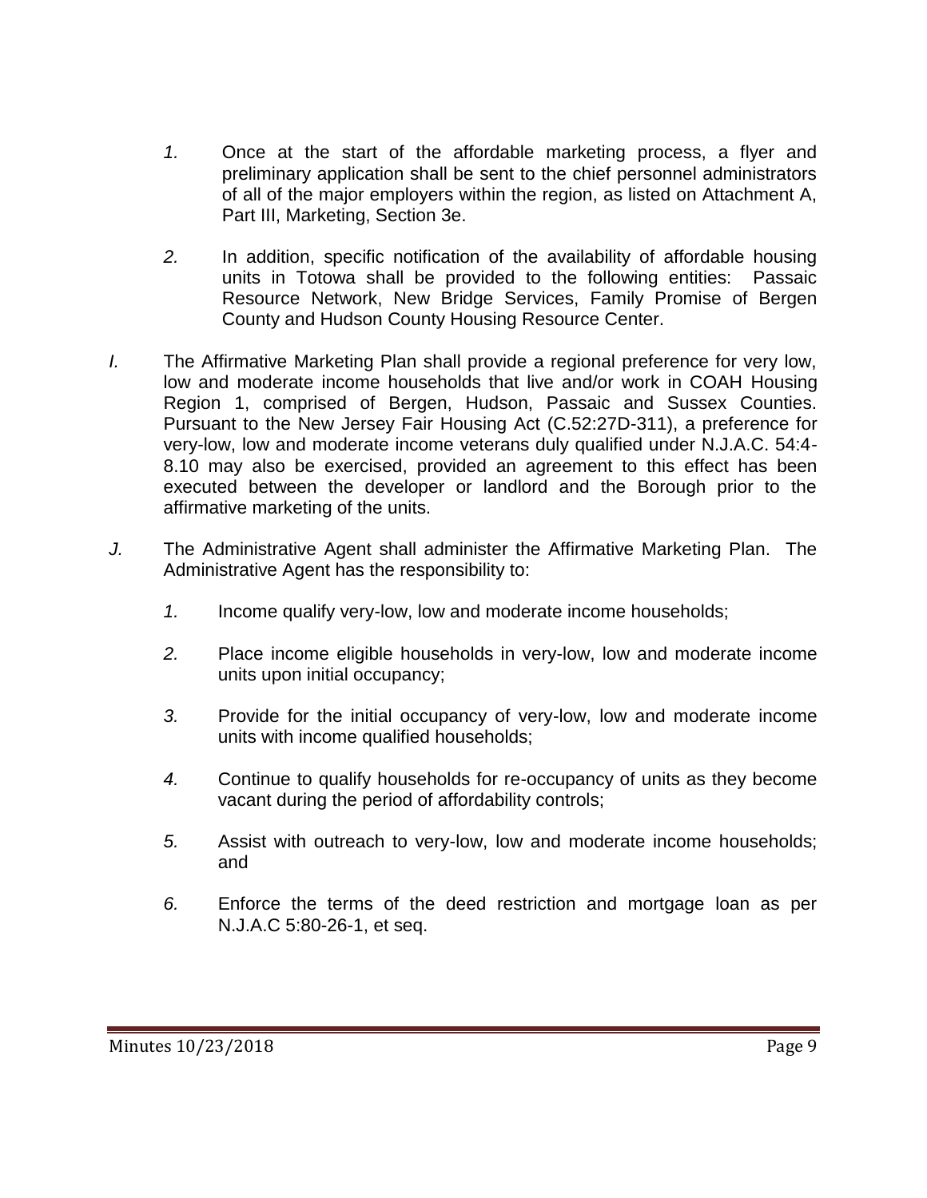*1.* Once at the start of the affordable marketing process, a flyer and preliminary application shall be sent to the chief personnel administrators of all of the major employers within the region, as listed on Attachment A, Part III, Marketing, Section 3e.

*2.* In addition, specific notification of the availability of affordable housing units in Totowa shall be provided to the following entities: Passaic Resource Network, New Bridge Services, Family Promise of Bergen County and Hudson County Housing Resource Center.

*I.* The Affirmative Marketing Plan shall provide a regional preference for very low, low and moderate income households that live and/or work in COAH Housing Region 1, comprised of Bergen, Hudson, Passaic and Sussex Counties. Pursuant to the New Jersey Fair Housing Act (C.52:27D-311), a preference for very-low, low and moderate income veterans duly qualified under N.J.A.C. 54:4-8.10 may also be exercised, provided an agreement to this effect has been executed between the developer or landlord and the Borough prior to the affirmative marketing of the units.

*J.* The Administrative Agent shall administer the Affirmative Marketing Plan. The Administrative Agent has the responsibility to:

*1.* Income qualify very-low, low and moderate income households;

*2.* Place income eligible households in very-low, low and moderate income units upon initial occupancy;

*3.* Provide for the initial occupancy of very-low, low and moderate income units with income qualified households;

*4.* Continue to qualify households for re-occupancy of units as they become vacant during the period of affordability controls;

*5.* Assist with outreach to very-low, low and moderate income households; and

*6.* Enforce the terms of the deed restriction and mortgage loan as per N.J.A.C 5:80-26-1, et seq.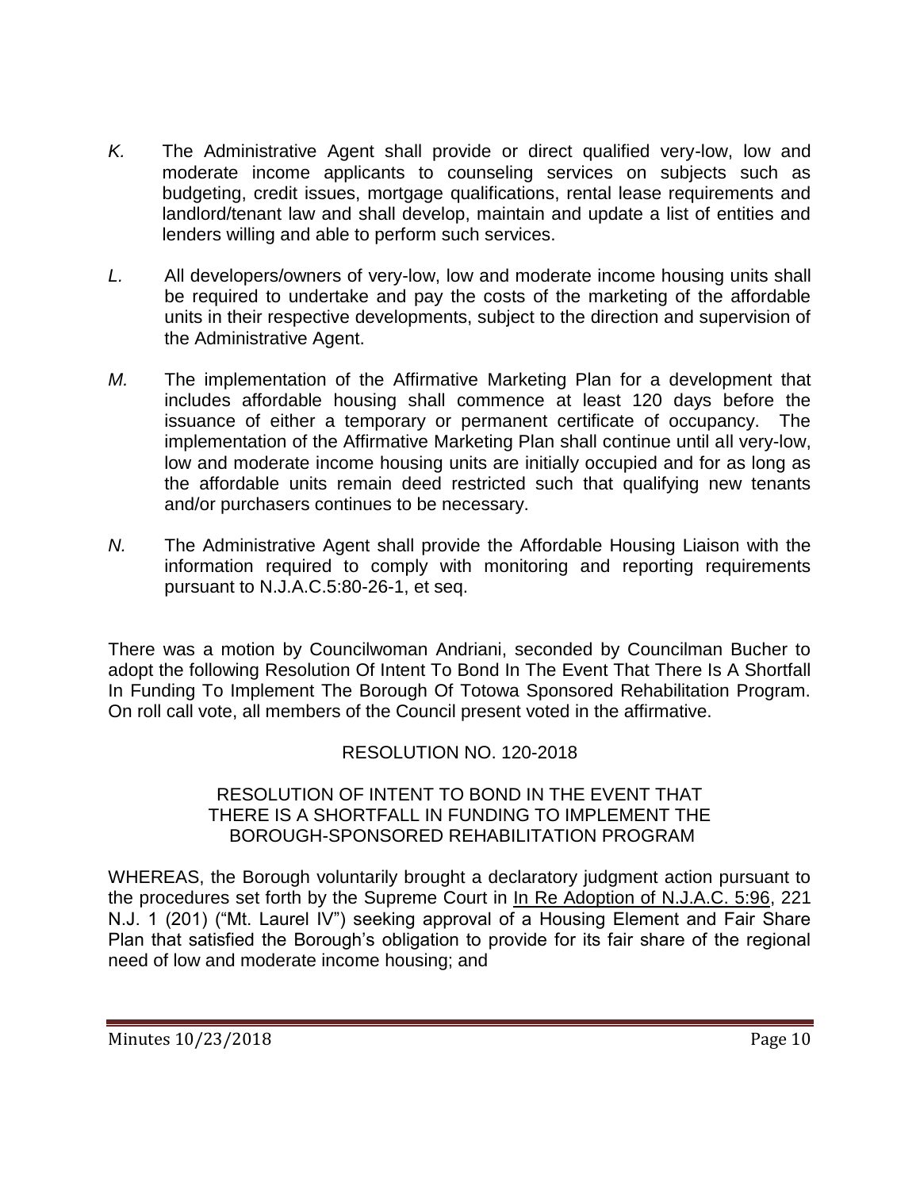*K.* The Administrative Agent shall provide or direct qualified very-low, low and moderate income applicants to counseling services on subjects such as budgeting, credit issues, mortgage qualifications, rental lease requirements and landlord/tenant law and shall develop, maintain and update a list of entities and lenders willing and able to perform such services.

*L.* All developers/owners of very-low, low and moderate income housing units shall be required to undertake and pay the costs of the marketing of the affordable units in their respective developments, subject to the direction and supervision of the Administrative Agent.

*M.* The implementation of the Affirmative Marketing Plan for a development that includes affordable housing shall commence at least 120 days before the issuance of either a temporary or permanent certificate of occupancy. The implementation of the Affirmative Marketing Plan shall continue until all very-low, low and moderate income housing units are initially occupied and for as long as the affordable units remain deed restricted such that qualifying new tenants and/or purchasers continues to be necessary.

*N.* The Administrative Agent shall provide the Affordable Housing Liaison with the information required to comply with monitoring and reporting requirements pursuant to N.J.A.C.5:80-26-1, et seq.

There was a motion by Councilwoman Andriani, seconded by Councilman Bucher to adopt the following Resolution Of Intent To Bond In The Event That There Is A Shortfall In Funding To Implement The Borough Of Totowa Sponsored Rehabilitation Program. On roll call vote, all members of the Council present voted in the affirmative.

RESOLUTION NO. 120-2018

RESOLUTION OF INTENT TO BOND IN THE EVENT THAT THERE IS A SHORTFALL IN FUNDING TO IMPLEMENT THE BOROUGH-SPONSORED REHABILITATION PROGRAM

WHEREAS, the Borough voluntarily brought a declaratory judgment action pursuant to the procedures set forth by the Supreme Court in In Re Adoption of N.J.A.C. 5:96, 221 N.J. 1 (201) ("Mt. Laurel IV") seeking approval of a Housing Element and Fair Share Plan that satisfied the Borough's obligation to provide for its fair share of the regional need of low and moderate income housing; and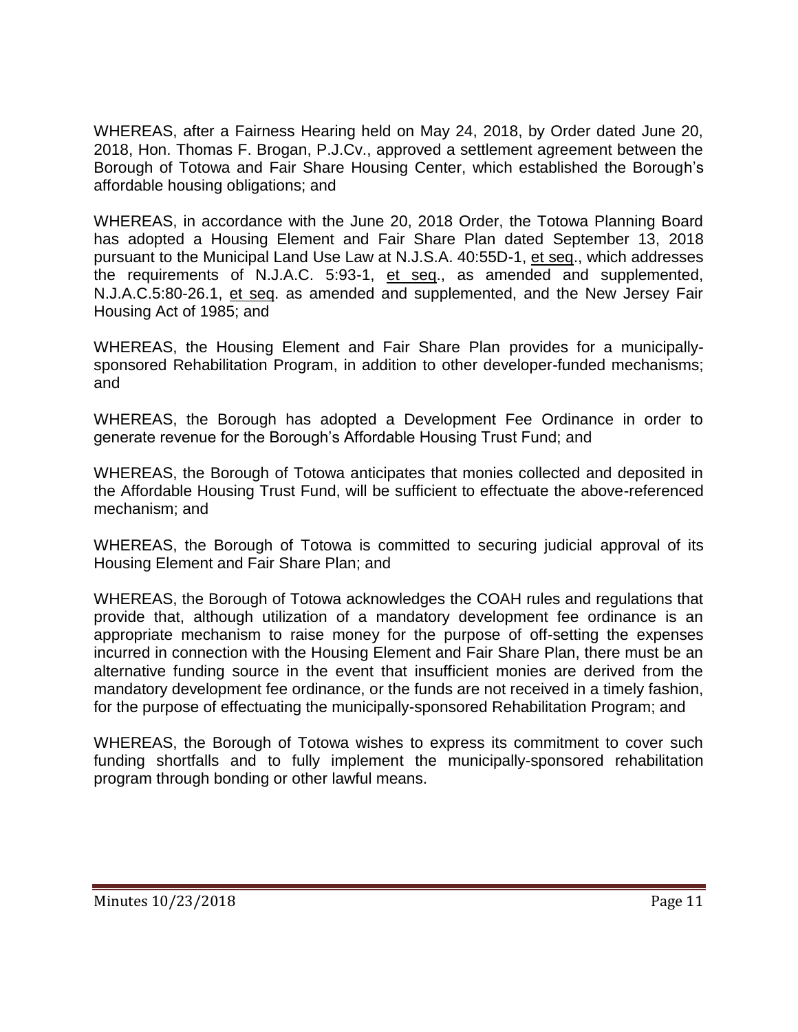WHEREAS, after a Fairness Hearing held on May 24, 2018, by Order dated June 20, 2018, Hon. Thomas F. Brogan, P.J.Cv., approved a settlement agreement between the Borough of Totowa and Fair Share Housing Center, which established the Borough's affordable housing obligations; and

WHEREAS, in accordance with the June 20, 2018 Order, the Totowa Planning Board has adopted a Housing Element and Fair Share Plan dated September 13, 2018 pursuant to the Municipal Land Use Law at N.J.S.A. 40:55D-1, et seq., which addresses the requirements of N.J.A.C. 5:93-1, et seq., as amended and supplemented, N.J.A.C.5:80-26.1, et seq. as amended and supplemented, and the New Jersey Fair Housing Act of 1985; and

WHEREAS, the Housing Element and Fair Share Plan provides for a municipally-sponsored Rehabilitation Program, in addition to other developer-funded mechanisms; and

WHEREAS, the Borough has adopted a Development Fee Ordinance in order to generate revenue for the Borough's Affordable Housing Trust Fund; and

WHEREAS, the Borough of Totowa anticipates that monies collected and deposited in the Affordable Housing Trust Fund, will be sufficient to effectuate the above-referenced mechanism; and

WHEREAS, the Borough of Totowa is committed to securing judicial approval of its Housing Element and Fair Share Plan; and

WHEREAS, the Borough of Totowa acknowledges the COAH rules and regulations that provide that, although utilization of a mandatory development fee ordinance is an appropriate mechanism to raise money for the purpose of off-setting the expenses incurred in connection with the Housing Element and Fair Share Plan, there must be an alternative funding source in the event that insufficient monies are derived from the mandatory development fee ordinance, or the funds are not received in a timely fashion, for the purpose of effectuating the municipally-sponsored Rehabilitation Program; and

WHEREAS, the Borough of Totowa wishes to express its commitment to cover such funding shortfalls and to fully implement the municipally-sponsored rehabilitation program through bonding or other lawful means.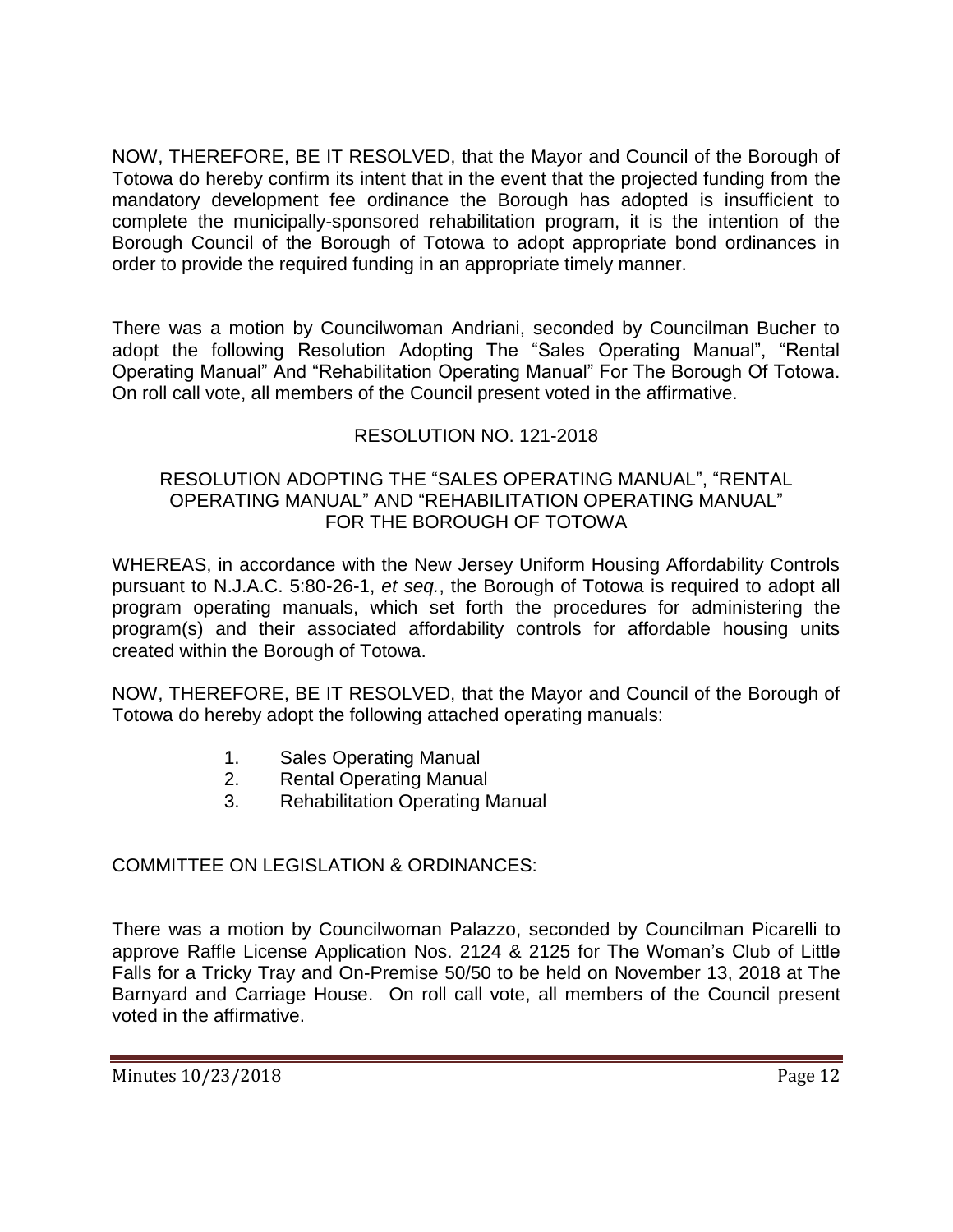NOW, THEREFORE, BE IT RESOLVED, that the Mayor and Council of the Borough of Totowa do hereby confirm its intent that in the event that the projected funding from the mandatory development fee ordinance the Borough has adopted is insufficient to complete the municipally-sponsored rehabilitation program, it is the intention of the Borough Council of the Borough of Totowa to adopt appropriate bond ordinances in order to provide the required funding in an appropriate timely manner.

There was a motion by Councilwoman Andriani, seconded by Councilman Bucher to adopt the following Resolution Adopting The "Sales Operating Manual", "Rental Operating Manual" And "Rehabilitation Operating Manual" For The Borough Of Totowa. On roll call vote, all members of the Council present voted in the affirmative.

RESOLUTION NO. 121-2018

RESOLUTION ADOPTING THE "SALES OPERATING MANUAL", "RENTAL OPERATING MANUAL" AND "REHABILITATION OPERATING MANUAL" FOR THE BOROUGH OF TOTOWA

WHEREAS, in accordance with the New Jersey Uniform Housing Affordability Controls pursuant to N.J.A.C. 5:80-26-1, *et seq.*, the Borough of Totowa is required to adopt all program operating manuals, which set forth the procedures for administering the program(s) and their associated affordability controls for affordable housing units created within the Borough of Totowa.

NOW, THEREFORE, BE IT RESOLVED, that the Mayor and Council of the Borough of Totowa do hereby adopt the following attached operating manuals:

1. Sales Operating Manual
2. Rental Operating Manual
3. Rehabilitation Operating Manual

COMMITTEE ON LEGISLATION & ORDINANCES:

There was a motion by Councilwoman Palazzo, seconded by Councilman Picarelli to approve Raffle License Application Nos. 2124 & 2125 for The Woman's Club of Little Falls for a Tricky Tray and On-Premise 50/50 to be held on November 13, 2018 at The Barnyard and Carriage House. On roll call vote, all members of the Council present voted in the affirmative.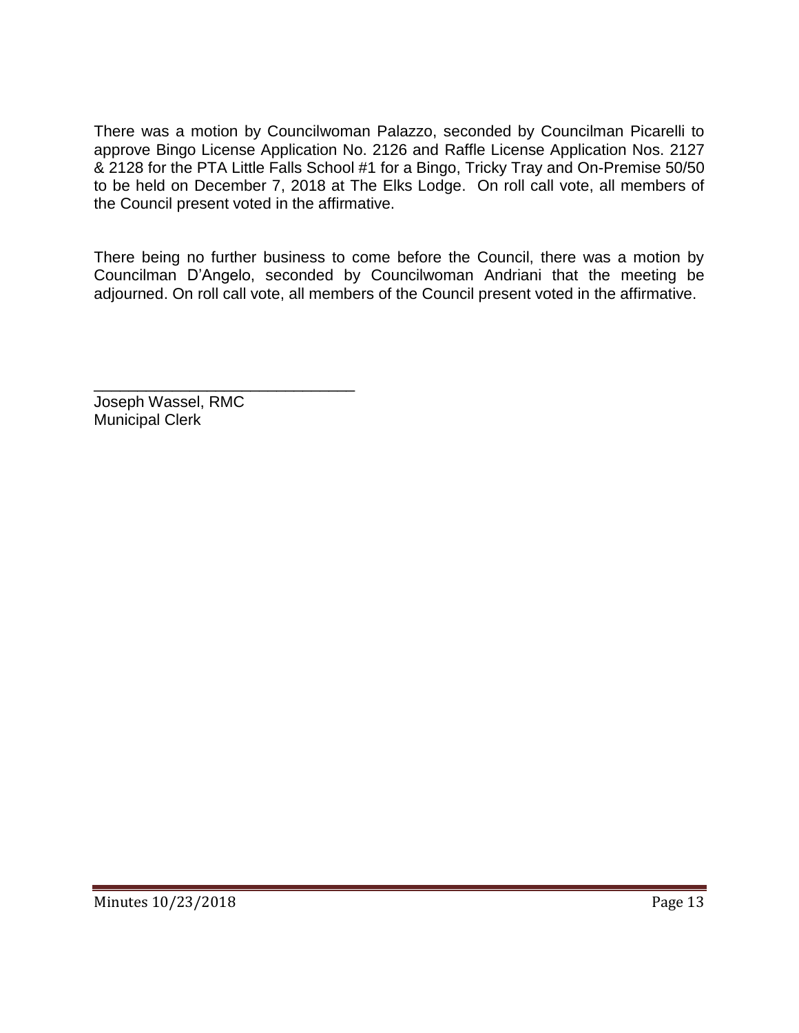There was a motion by Councilwoman Palazzo, seconded by Councilman Picarelli to approve Bingo License Application No. 2126 and Raffle License Application Nos. 2127 & 2128 for the PTA Little Falls School #1 for a Bingo, Tricky Tray and On-Premise 50/50 to be held on December 7, 2018 at The Elks Lodge. On roll call vote, all members of the Council present voted in the affirmative.

There being no further business to come before the Council, there was a motion by Councilman D'Angelo, seconded by Councilwoman Andriani that the meeting be adjourned. On roll call vote, all members of the Council present voted in the affirmative.

_______________________________

Joseph Wassel, RMC
Municipal Clerk